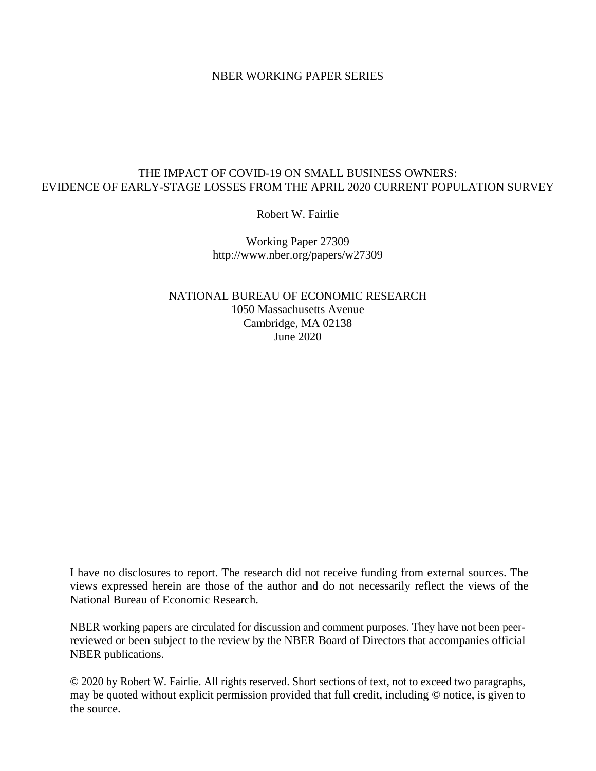NBER WORKING PAPER SERIES

# THE IMPACT OF COVID-19 ON SMALL BUSINESS OWNERS: EVIDENCE OF EARLY-STAGE LOSSES FROM THE APRIL 2020 CURRENT POPULATION SURVEY

Robert W. Fairlie

Working Paper 27309
http://www.nber.org/papers/w27309

NATIONAL BUREAU OF ECONOMIC RESEARCH
1050 Massachusetts Avenue
Cambridge, MA 02138
June 2020

I have no disclosures to report. The research did not receive funding from external sources. The views expressed herein are those of the author and do not necessarily reflect the views of the National Bureau of Economic Research.

NBER working papers are circulated for discussion and comment purposes. They have not been peer-reviewed or been subject to the review by the NBER Board of Directors that accompanies official NBER publications.

© 2020 by Robert W. Fairlie. All rights reserved. Short sections of text, not to exceed two paragraphs, may be quoted without explicit permission provided that full credit, including © notice, is given to the source.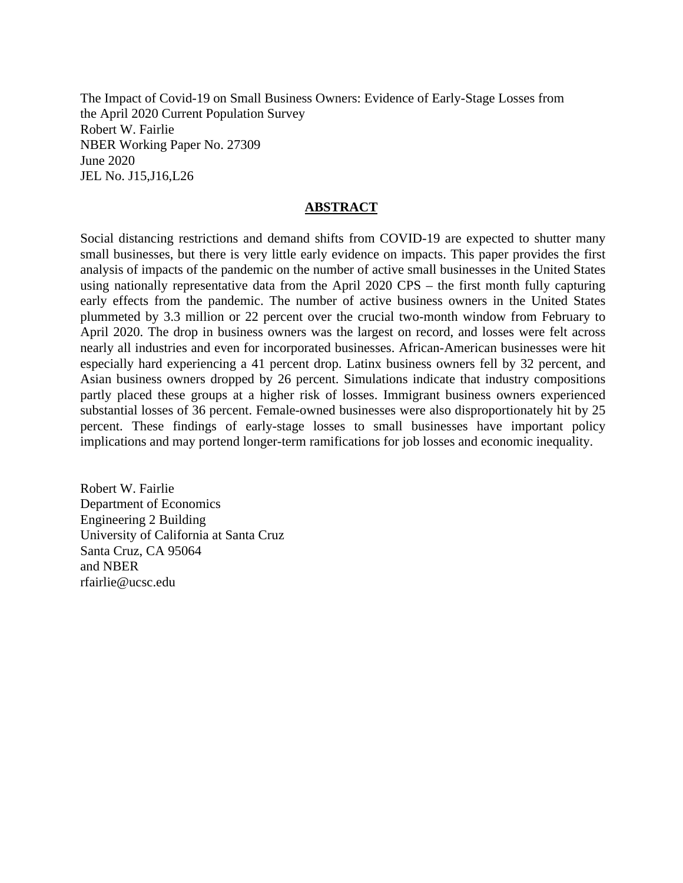The Impact of Covid-19 on Small Business Owners: Evidence of Early-Stage Losses from the April 2020 Current Population Survey
Robert W. Fairlie
NBER Working Paper No. 27309
June 2020
JEL No. J15,J16,L26

## ABSTRACT

Social distancing restrictions and demand shifts from COVID-19 are expected to shutter many small businesses, but there is very little early evidence on impacts. This paper provides the first analysis of impacts of the pandemic on the number of active small businesses in the United States using nationally representative data from the April 2020 CPS – the first month fully capturing early effects from the pandemic. The number of active business owners in the United States plummeted by 3.3 million or 22 percent over the crucial two-month window from February to April 2020. The drop in business owners was the largest on record, and losses were felt across nearly all industries and even for incorporated businesses. African-American businesses were hit especially hard experiencing a 41 percent drop. Latinx business owners fell by 32 percent, and Asian business owners dropped by 26 percent. Simulations indicate that industry compositions partly placed these groups at a higher risk of losses. Immigrant business owners experienced substantial losses of 36 percent. Female-owned businesses were also disproportionately hit by 25 percent. These findings of early-stage losses to small businesses have important policy implications and may portend longer-term ramifications for job losses and economic inequality.

Robert W. Fairlie
Department of Economics
Engineering 2 Building
University of California at Santa Cruz
Santa Cruz, CA 95064
and NBER
rfairlie@ucsc.edu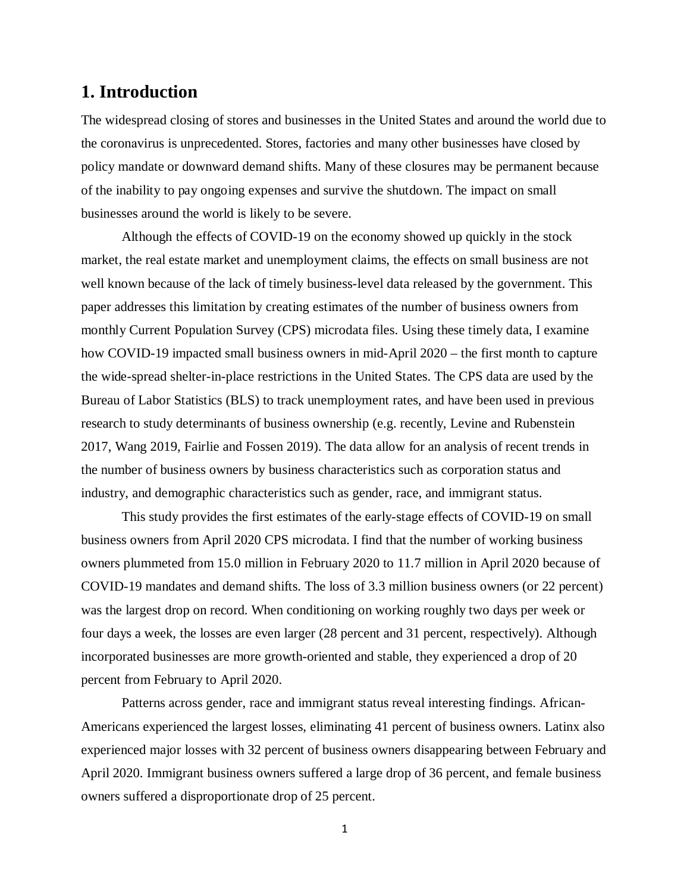## 1. Introduction

The widespread closing of stores and businesses in the United States and around the world due to the coronavirus is unprecedented. Stores, factories and many other businesses have closed by policy mandate or downward demand shifts. Many of these closures may be permanent because of the inability to pay ongoing expenses and survive the shutdown. The impact on small businesses around the world is likely to be severe.

Although the effects of COVID-19 on the economy showed up quickly in the stock market, the real estate market and unemployment claims, the effects on small business are not well known because of the lack of timely business-level data released by the government. This paper addresses this limitation by creating estimates of the number of business owners from monthly Current Population Survey (CPS) microdata files. Using these timely data, I examine how COVID-19 impacted small business owners in mid-April 2020 – the first month to capture the wide-spread shelter-in-place restrictions in the United States. The CPS data are used by the Bureau of Labor Statistics (BLS) to track unemployment rates, and have been used in previous research to study determinants of business ownership (e.g. recently, Levine and Rubenstein 2017, Wang 2019, Fairlie and Fossen 2019). The data allow for an analysis of recent trends in the number of business owners by business characteristics such as corporation status and industry, and demographic characteristics such as gender, race, and immigrant status.

This study provides the first estimates of the early-stage effects of COVID-19 on small business owners from April 2020 CPS microdata. I find that the number of working business owners plummeted from 15.0 million in February 2020 to 11.7 million in April 2020 because of COVID-19 mandates and demand shifts. The loss of 3.3 million business owners (or 22 percent) was the largest drop on record. When conditioning on working roughly two days per week or four days a week, the losses are even larger (28 percent and 31 percent, respectively). Although incorporated businesses are more growth-oriented and stable, they experienced a drop of 20 percent from February to April 2020.

Patterns across gender, race and immigrant status reveal interesting findings. African-Americans experienced the largest losses, eliminating 41 percent of business owners. Latinx also experienced major losses with 32 percent of business owners disappearing between February and April 2020. Immigrant business owners suffered a large drop of 36 percent, and female business owners suffered a disproportionate drop of 25 percent.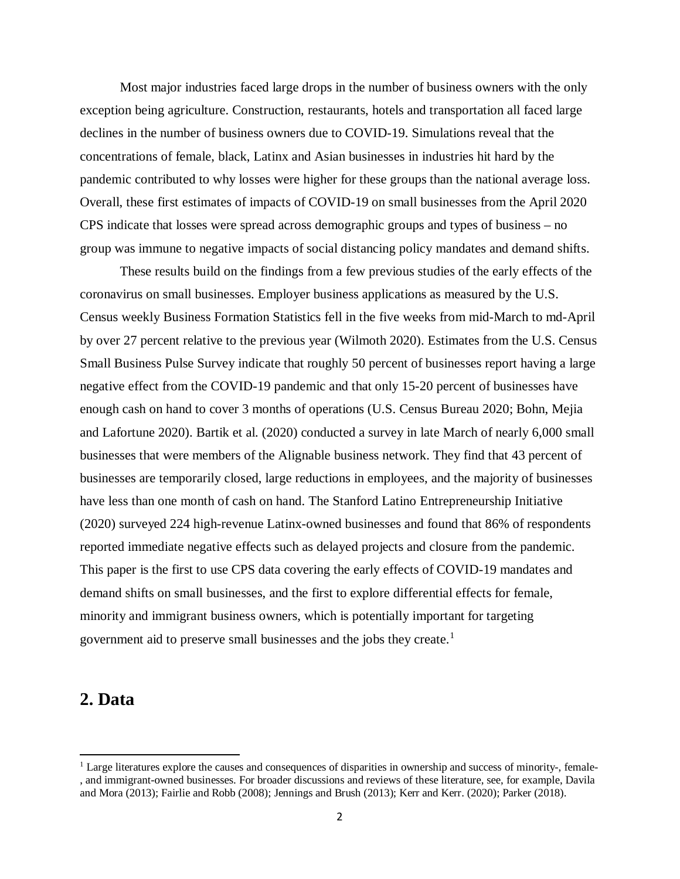Most major industries faced large drops in the number of business owners with the only exception being agriculture. Construction, restaurants, hotels and transportation all faced large declines in the number of business owners due to COVID-19. Simulations reveal that the concentrations of female, black, Latinx and Asian businesses in industries hit hard by the pandemic contributed to why losses were higher for these groups than the national average loss. Overall, these first estimates of impacts of COVID-19 on small businesses from the April 2020 CPS indicate that losses were spread across demographic groups and types of business – no group was immune to negative impacts of social distancing policy mandates and demand shifts.

These results build on the findings from a few previous studies of the early effects of the coronavirus on small businesses. Employer business applications as measured by the U.S. Census weekly Business Formation Statistics fell in the five weeks from mid-March to md-April by over 27 percent relative to the previous year (Wilmoth 2020). Estimates from the U.S. Census Small Business Pulse Survey indicate that roughly 50 percent of businesses report having a large negative effect from the COVID-19 pandemic and that only 15-20 percent of businesses have enough cash on hand to cover 3 months of operations (U.S. Census Bureau 2020; Bohn, Mejia and Lafortune 2020). Bartik et al. (2020) conducted a survey in late March of nearly 6,000 small businesses that were members of the Alignable business network. They find that 43 percent of businesses are temporarily closed, large reductions in employees, and the majority of businesses have less than one month of cash on hand. The Stanford Latino Entrepreneurship Initiative (2020) surveyed 224 high-revenue Latinx-owned businesses and found that 86% of respondents reported immediate negative effects such as delayed projects and closure from the pandemic. This paper is the first to use CPS data covering the early effects of COVID-19 mandates and demand shifts on small businesses, and the first to explore differential effects for female, minority and immigrant business owners, which is potentially important for targeting government aid to preserve small businesses and the jobs they create.[1]

## 2. Data

[1] Large literatures explore the causes and consequences of disparities in ownership and success of minority-, female-, and immigrant-owned businesses. For broader discussions and reviews of these literature, see, for example, Davila and Mora (2013); Fairlie and Robb (2008); Jennings and Brush (2013); Kerr and Kerr. (2020); Parker (2018).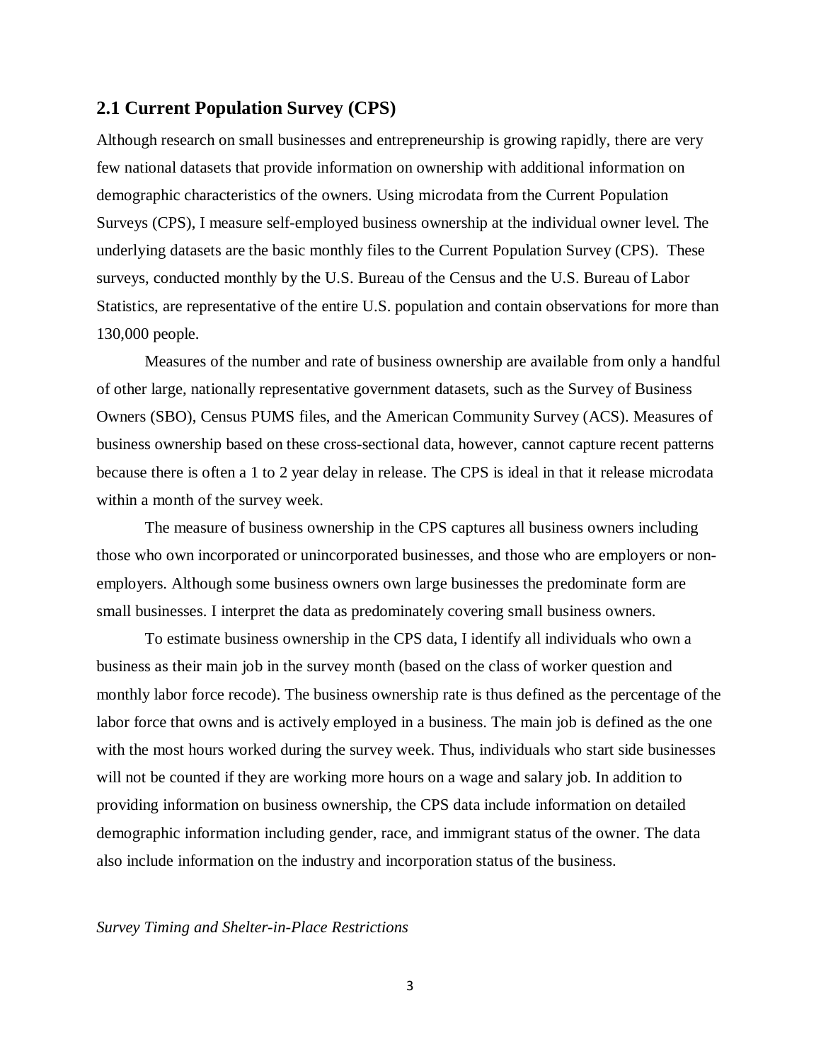## 2.1 Current Population Survey (CPS)

Although research on small businesses and entrepreneurship is growing rapidly, there are very few national datasets that provide information on ownership with additional information on demographic characteristics of the owners. Using microdata from the Current Population Surveys (CPS), I measure self-employed business ownership at the individual owner level. The underlying datasets are the basic monthly files to the Current Population Survey (CPS). These surveys, conducted monthly by the U.S. Bureau of the Census and the U.S. Bureau of Labor Statistics, are representative of the entire U.S. population and contain observations for more than 130,000 people.

Measures of the number and rate of business ownership are available from only a handful of other large, nationally representative government datasets, such as the Survey of Business Owners (SBO), Census PUMS files, and the American Community Survey (ACS). Measures of business ownership based on these cross-sectional data, however, cannot capture recent patterns because there is often a 1 to 2 year delay in release. The CPS is ideal in that it release microdata within a month of the survey week.

The measure of business ownership in the CPS captures all business owners including those who own incorporated or unincorporated businesses, and those who are employers or non-employers. Although some business owners own large businesses the predominate form are small businesses. I interpret the data as predominately covering small business owners.

To estimate business ownership in the CPS data, I identify all individuals who own a business as their main job in the survey month (based on the class of worker question and monthly labor force recode). The business ownership rate is thus defined as the percentage of the labor force that owns and is actively employed in a business. The main job is defined as the one with the most hours worked during the survey week. Thus, individuals who start side businesses will not be counted if they are working more hours on a wage and salary job. In addition to providing information on business ownership, the CPS data include information on detailed demographic information including gender, race, and immigrant status of the owner. The data also include information on the industry and incorporation status of the business.

*Survey Timing and Shelter-in-Place Restrictions*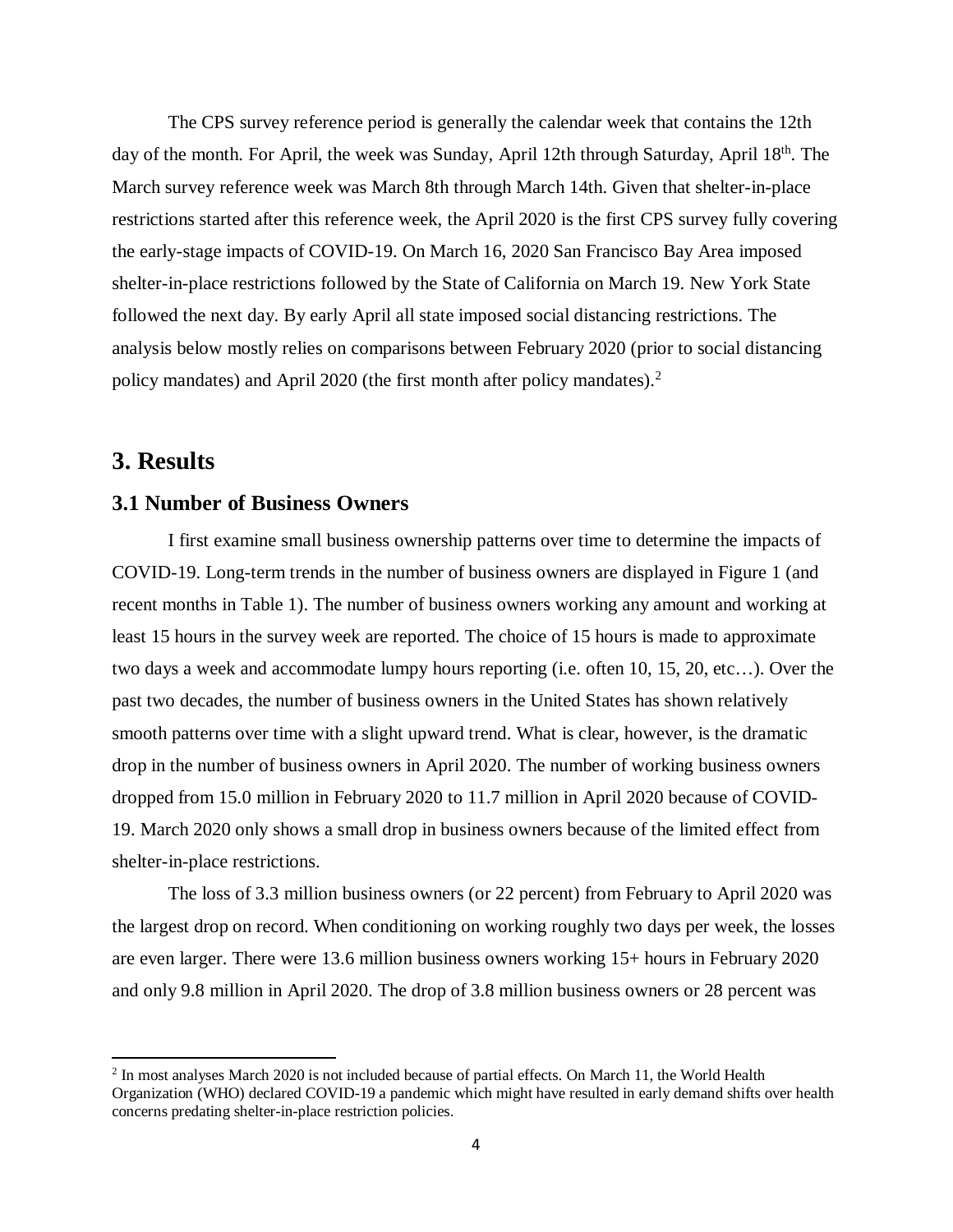The CPS survey reference period is generally the calendar week that contains the 12th day of the month. For April, the week was Sunday, April 12th through Saturday, April 18th. The March survey reference week was March 8th through March 14th. Given that shelter-in-place restrictions started after this reference week, the April 2020 is the first CPS survey fully covering the early-stage impacts of COVID-19. On March 16, 2020 San Francisco Bay Area imposed shelter-in-place restrictions followed by the State of California on March 19. New York State followed the next day. By early April all state imposed social distancing restrictions. The analysis below mostly relies on comparisons between February 2020 (prior to social distancing policy mandates) and April 2020 (the first month after policy mandates).[2]

## 3. Results

### 3.1 Number of Business Owners

I first examine small business ownership patterns over time to determine the impacts of COVID-19. Long-term trends in the number of business owners are displayed in Figure 1 (and recent months in Table 1). The number of business owners working any amount and working at least 15 hours in the survey week are reported. The choice of 15 hours is made to approximate two days a week and accommodate lumpy hours reporting (i.e. often 10, 15, 20, etc…). Over the past two decades, the number of business owners in the United States has shown relatively smooth patterns over time with a slight upward trend. What is clear, however, is the dramatic drop in the number of business owners in April 2020. The number of working business owners dropped from 15.0 million in February 2020 to 11.7 million in April 2020 because of COVID-19. March 2020 only shows a small drop in business owners because of the limited effect from shelter-in-place restrictions.

The loss of 3.3 million business owners (or 22 percent) from February to April 2020 was the largest drop on record. When conditioning on working roughly two days per week, the losses are even larger. There were 13.6 million business owners working 15+ hours in February 2020 and only 9.8 million in April 2020. The drop of 3.8 million business owners or 28 percent was

[2] In most analyses March 2020 is not included because of partial effects. On March 11, the World Health Organization (WHO) declared COVID-19 a pandemic which might have resulted in early demand shifts over health concerns predating shelter-in-place restriction policies.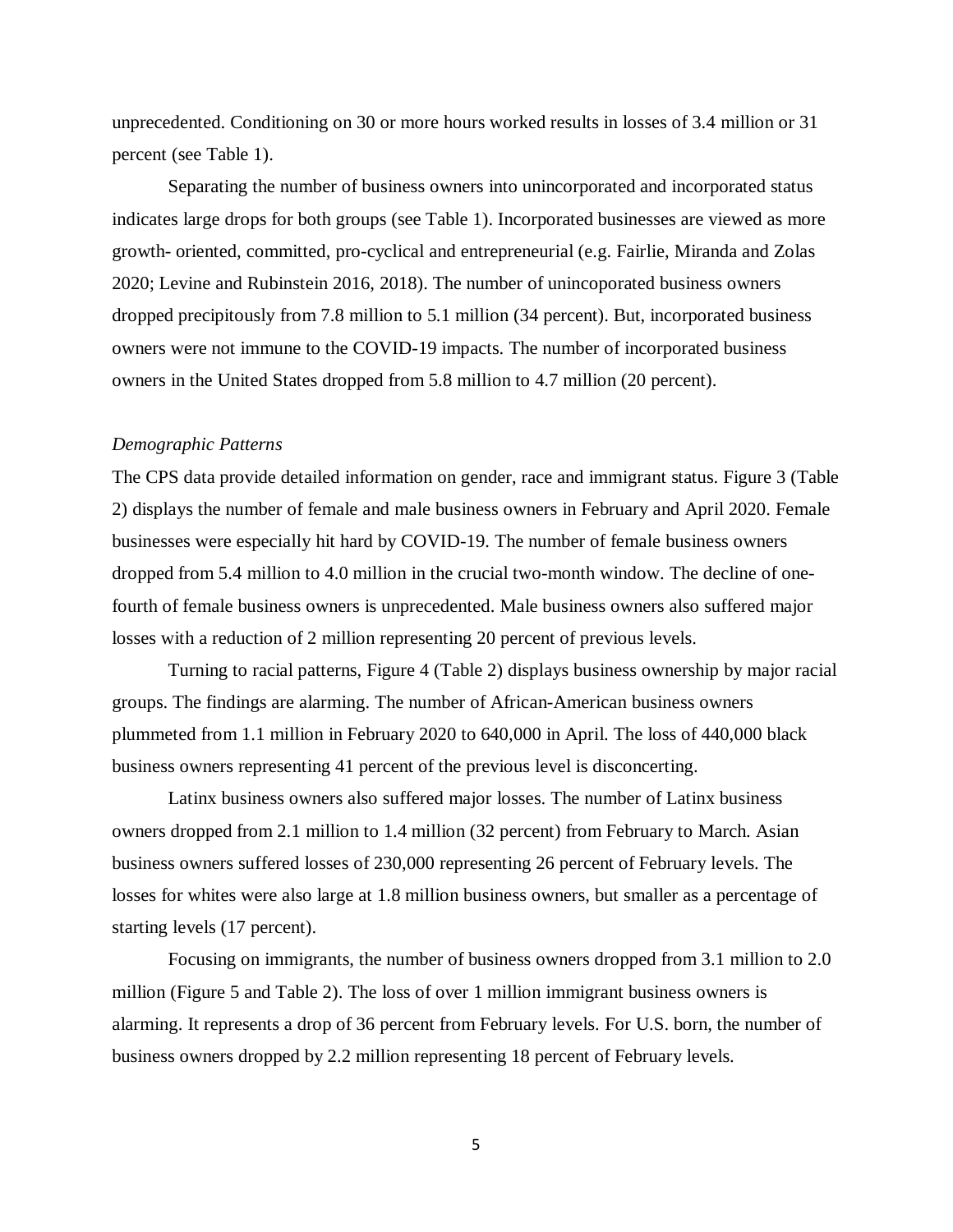unprecedented. Conditioning on 30 or more hours worked results in losses of 3.4 million or 31 percent (see Table 1).

Separating the number of business owners into unincorporated and incorporated status indicates large drops for both groups (see Table 1). Incorporated businesses are viewed as more growth- oriented, committed, pro-cyclical and entrepreneurial (e.g. Fairlie, Miranda and Zolas 2020; Levine and Rubinstein 2016, 2018). The number of unincoporated business owners dropped precipitously from 7.8 million to 5.1 million (34 percent). But, incorporated business owners were not immune to the COVID-19 impacts. The number of incorporated business owners in the United States dropped from 5.8 million to 4.7 million (20 percent).

*Demographic Patterns*

The CPS data provide detailed information on gender, race and immigrant status. Figure 3 (Table 2) displays the number of female and male business owners in February and April 2020. Female businesses were especially hit hard by COVID-19. The number of female business owners dropped from 5.4 million to 4.0 million in the crucial two-month window. The decline of one-fourth of female business owners is unprecedented. Male business owners also suffered major losses with a reduction of 2 million representing 20 percent of previous levels.

Turning to racial patterns, Figure 4 (Table 2) displays business ownership by major racial groups. The findings are alarming. The number of African-American business owners plummeted from 1.1 million in February 2020 to 640,000 in April. The loss of 440,000 black business owners representing 41 percent of the previous level is disconcerting.

Latinx business owners also suffered major losses. The number of Latinx business owners dropped from 2.1 million to 1.4 million (32 percent) from February to March. Asian business owners suffered losses of 230,000 representing 26 percent of February levels. The losses for whites were also large at 1.8 million business owners, but smaller as a percentage of starting levels (17 percent).

Focusing on immigrants, the number of business owners dropped from 3.1 million to 2.0 million (Figure 5 and Table 2). The loss of over 1 million immigrant business owners is alarming. It represents a drop of 36 percent from February levels. For U.S. born, the number of business owners dropped by 2.2 million representing 18 percent of February levels.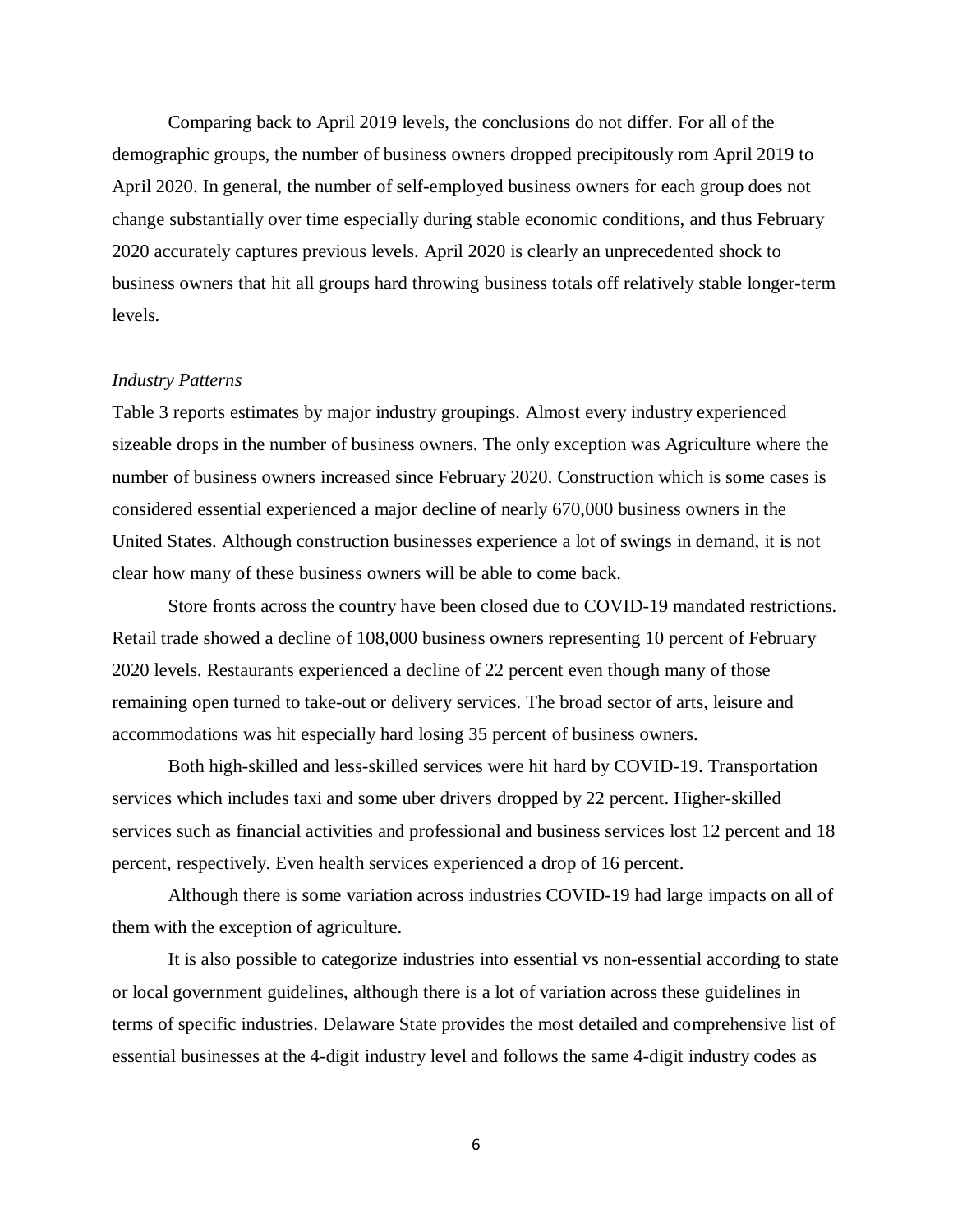Comparing back to April 2019 levels, the conclusions do not differ. For all of the demographic groups, the number of business owners dropped precipitously rom April 2019 to April 2020. In general, the number of self-employed business owners for each group does not change substantially over time especially during stable economic conditions, and thus February 2020 accurately captures previous levels. April 2020 is clearly an unprecedented shock to business owners that hit all groups hard throwing business totals off relatively stable longer-term levels.

*Industry Patterns*

Table 3 reports estimates by major industry groupings. Almost every industry experienced sizeable drops in the number of business owners. The only exception was Agriculture where the number of business owners increased since February 2020. Construction which is some cases is considered essential experienced a major decline of nearly 670,000 business owners in the United States. Although construction businesses experience a lot of swings in demand, it is not clear how many of these business owners will be able to come back.

Store fronts across the country have been closed due to COVID-19 mandated restrictions. Retail trade showed a decline of 108,000 business owners representing 10 percent of February 2020 levels. Restaurants experienced a decline of 22 percent even though many of those remaining open turned to take-out or delivery services. The broad sector of arts, leisure and accommodations was hit especially hard losing 35 percent of business owners.

Both high-skilled and less-skilled services were hit hard by COVID-19. Transportation services which includes taxi and some uber drivers dropped by 22 percent. Higher-skilled services such as financial activities and professional and business services lost 12 percent and 18 percent, respectively. Even health services experienced a drop of 16 percent.

Although there is some variation across industries COVID-19 had large impacts on all of them with the exception of agriculture.

It is also possible to categorize industries into essential vs non-essential according to state or local government guidelines, although there is a lot of variation across these guidelines in terms of specific industries. Delaware State provides the most detailed and comprehensive list of essential businesses at the 4-digit industry level and follows the same 4-digit industry codes as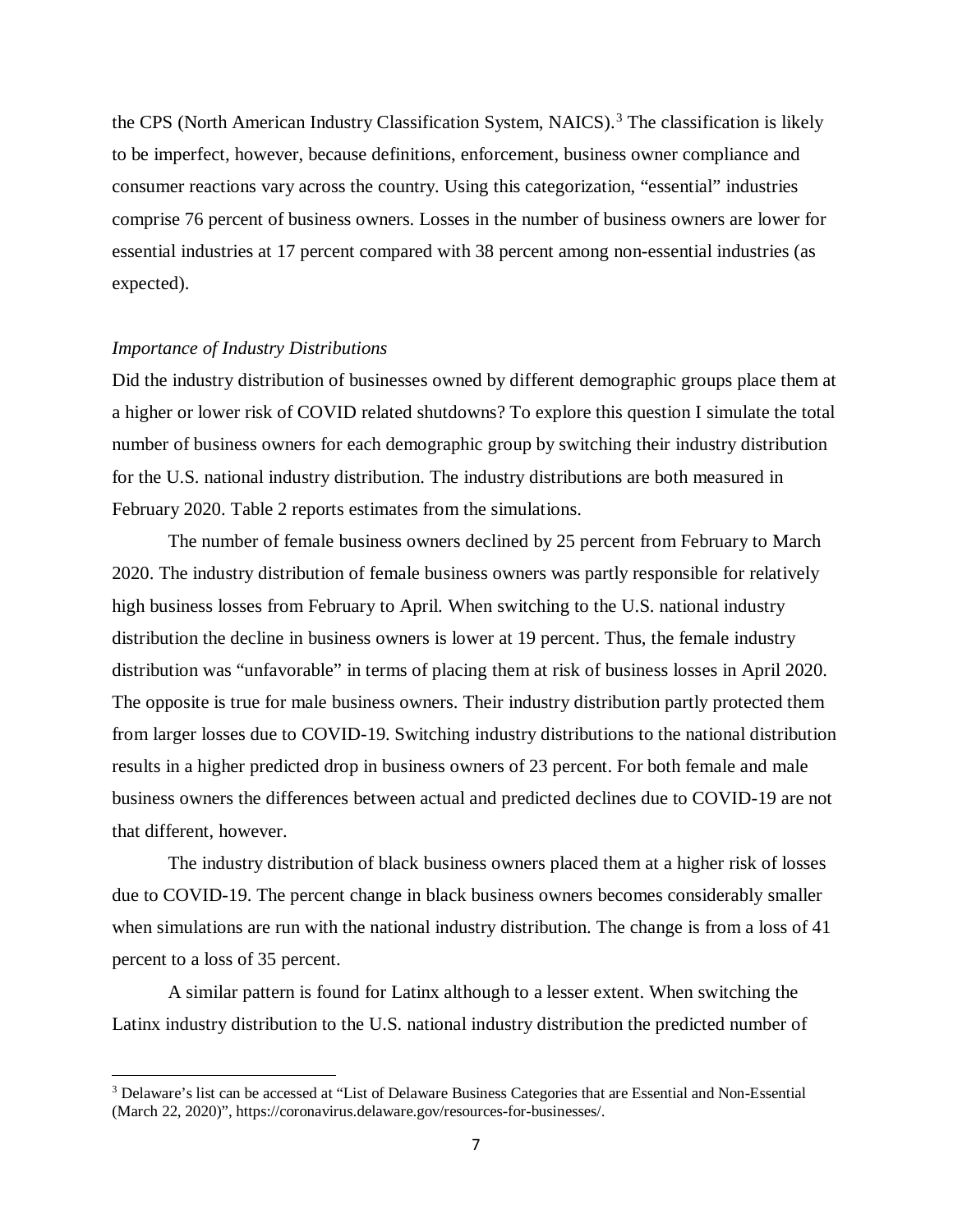the CPS (North American Industry Classification System, NAICS).[3] The classification is likely to be imperfect, however, because definitions, enforcement, business owner compliance and consumer reactions vary across the country. Using this categorization, "essential" industries comprise 76 percent of business owners. Losses in the number of business owners are lower for essential industries at 17 percent compared with 38 percent among non-essential industries (as expected).

*Importance of Industry Distributions*

Did the industry distribution of businesses owned by different demographic groups place them at a higher or lower risk of COVID related shutdowns? To explore this question I simulate the total number of business owners for each demographic group by switching their industry distribution for the U.S. national industry distribution. The industry distributions are both measured in February 2020. Table 2 reports estimates from the simulations.

The number of female business owners declined by 25 percent from February to March 2020. The industry distribution of female business owners was partly responsible for relatively high business losses from February to April. When switching to the U.S. national industry distribution the decline in business owners is lower at 19 percent. Thus, the female industry distribution was "unfavorable" in terms of placing them at risk of business losses in April 2020. The opposite is true for male business owners. Their industry distribution partly protected them from larger losses due to COVID-19. Switching industry distributions to the national distribution results in a higher predicted drop in business owners of 23 percent. For both female and male business owners the differences between actual and predicted declines due to COVID-19 are not that different, however.

The industry distribution of black business owners placed them at a higher risk of losses due to COVID-19. The percent change in black business owners becomes considerably smaller when simulations are run with the national industry distribution. The change is from a loss of 41 percent to a loss of 35 percent.

A similar pattern is found for Latinx although to a lesser extent. When switching the Latinx industry distribution to the U.S. national industry distribution the predicted number of

[3] Delaware's list can be accessed at "List of Delaware Business Categories that are Essential and Non-Essential (March 22, 2020)", https://coronavirus.delaware.gov/resources-for-businesses/.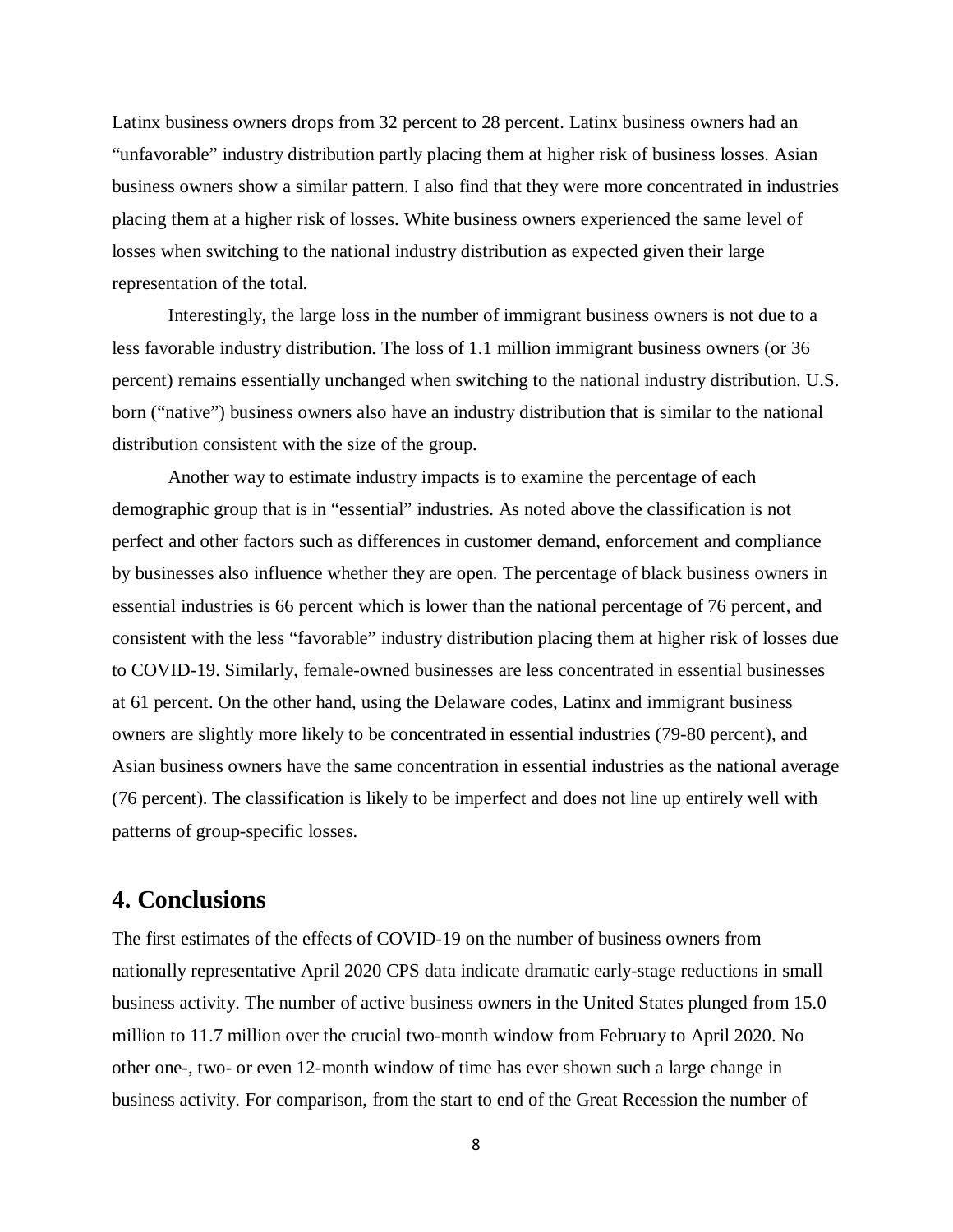Latinx business owners drops from 32 percent to 28 percent. Latinx business owners had an "unfavorable" industry distribution partly placing them at higher risk of business losses. Asian business owners show a similar pattern. I also find that they were more concentrated in industries placing them at a higher risk of losses. White business owners experienced the same level of losses when switching to the national industry distribution as expected given their large representation of the total.

Interestingly, the large loss in the number of immigrant business owners is not due to a less favorable industry distribution. The loss of 1.1 million immigrant business owners (or 36 percent) remains essentially unchanged when switching to the national industry distribution. U.S. born ("native") business owners also have an industry distribution that is similar to the national distribution consistent with the size of the group.

Another way to estimate industry impacts is to examine the percentage of each demographic group that is in "essential" industries. As noted above the classification is not perfect and other factors such as differences in customer demand, enforcement and compliance by businesses also influence whether they are open. The percentage of black business owners in essential industries is 66 percent which is lower than the national percentage of 76 percent, and consistent with the less "favorable" industry distribution placing them at higher risk of losses due to COVID-19. Similarly, female-owned businesses are less concentrated in essential businesses at 61 percent. On the other hand, using the Delaware codes, Latinx and immigrant business owners are slightly more likely to be concentrated in essential industries (79-80 percent), and Asian business owners have the same concentration in essential industries as the national average (76 percent). The classification is likely to be imperfect and does not line up entirely well with patterns of group-specific losses.

## 4. Conclusions

The first estimates of the effects of COVID-19 on the number of business owners from nationally representative April 2020 CPS data indicate dramatic early-stage reductions in small business activity. The number of active business owners in the United States plunged from 15.0 million to 11.7 million over the crucial two-month window from February to April 2020. No other one-, two- or even 12-month window of time has ever shown such a large change in business activity. For comparison, from the start to end of the Great Recession the number of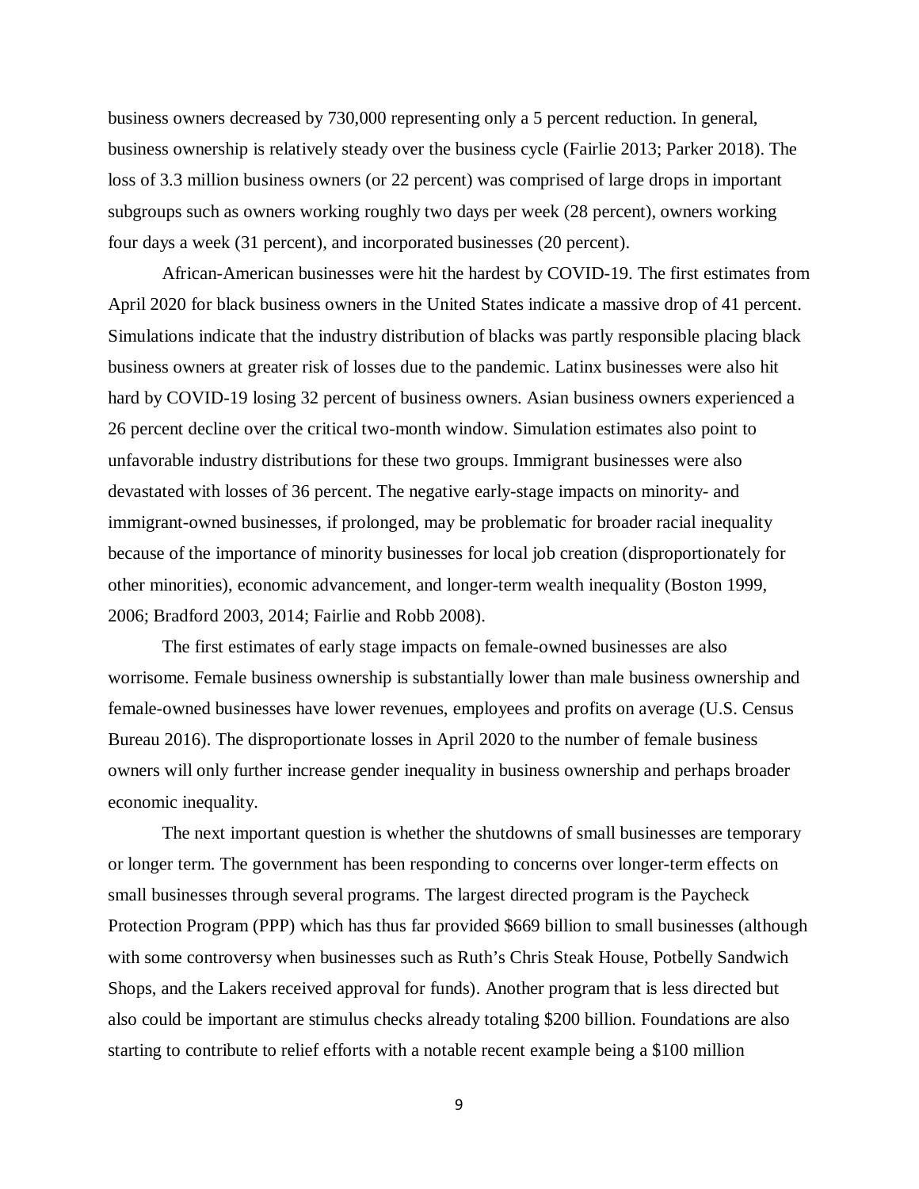business owners decreased by 730,000 representing only a 5 percent reduction. In general, business ownership is relatively steady over the business cycle (Fairlie 2013; Parker 2018). The loss of 3.3 million business owners (or 22 percent) was comprised of large drops in important subgroups such as owners working roughly two days per week (28 percent), owners working four days a week (31 percent), and incorporated businesses (20 percent).

African-American businesses were hit the hardest by COVID-19. The first estimates from April 2020 for black business owners in the United States indicate a massive drop of 41 percent. Simulations indicate that the industry distribution of blacks was partly responsible placing black business owners at greater risk of losses due to the pandemic. Latinx businesses were also hit hard by COVID-19 losing 32 percent of business owners. Asian business owners experienced a 26 percent decline over the critical two-month window. Simulation estimates also point to unfavorable industry distributions for these two groups. Immigrant businesses were also devastated with losses of 36 percent. The negative early-stage impacts on minority- and immigrant-owned businesses, if prolonged, may be problematic for broader racial inequality because of the importance of minority businesses for local job creation (disproportionately for other minorities), economic advancement, and longer-term wealth inequality (Boston 1999, 2006; Bradford 2003, 2014; Fairlie and Robb 2008).

The first estimates of early stage impacts on female-owned businesses are also worrisome. Female business ownership is substantially lower than male business ownership and female-owned businesses have lower revenues, employees and profits on average (U.S. Census Bureau 2016). The disproportionate losses in April 2020 to the number of female business owners will only further increase gender inequality in business ownership and perhaps broader economic inequality.

The next important question is whether the shutdowns of small businesses are temporary or longer term. The government has been responding to concerns over longer-term effects on small businesses through several programs. The largest directed program is the Paycheck Protection Program (PPP) which has thus far provided $669 billion to small businesses (although with some controversy when businesses such as Ruth's Chris Steak House, Potbelly Sandwich Shops, and the Lakers received approval for funds). Another program that is less directed but also could be important are stimulus checks already totaling $200 billion. Foundations are also starting to contribute to relief efforts with a notable recent example being a $100 million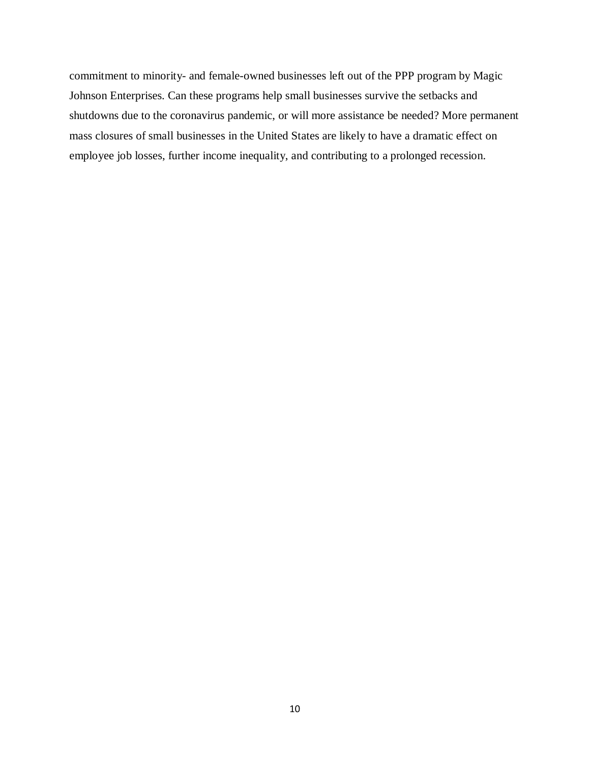commitment to minority- and female-owned businesses left out of the PPP program by Magic Johnson Enterprises. Can these programs help small businesses survive the setbacks and shutdowns due to the coronavirus pandemic, or will more assistance be needed? More permanent mass closures of small businesses in the United States are likely to have a dramatic effect on employee job losses, further income inequality, and contributing to a prolonged recession.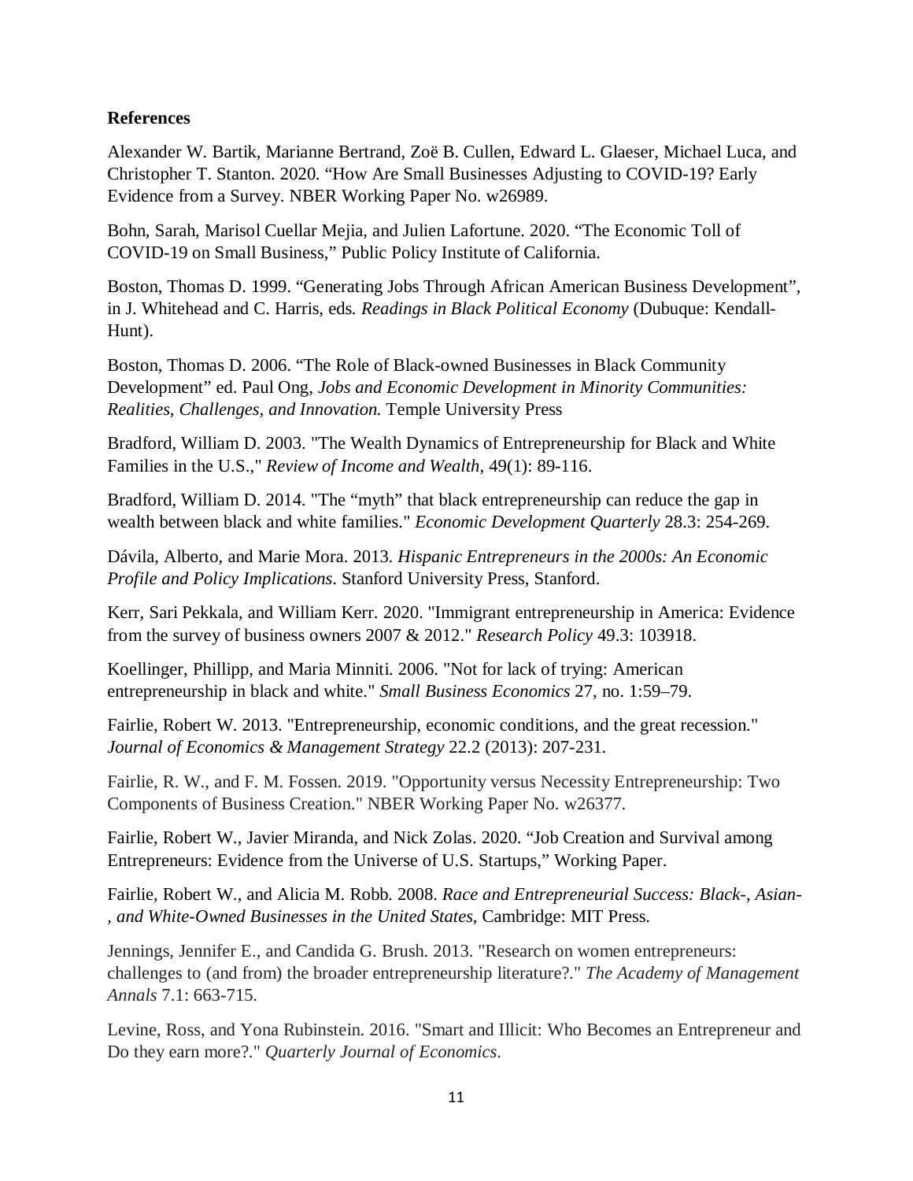**References**

Alexander W. Bartik, Marianne Bertrand, Zoë B. Cullen, Edward L. Glaeser, Michael Luca, and Christopher T. Stanton. 2020. "How Are Small Businesses Adjusting to COVID-19? Early Evidence from a Survey. NBER Working Paper No. w26989.

Bohn, Sarah, Marisol Cuellar Mejia, and Julien Lafortune. 2020. "The Economic Toll of COVID-19 on Small Business," Public Policy Institute of California.

Boston, Thomas D. 1999. "Generating Jobs Through African American Business Development", in J. Whitehead and C. Harris, eds. *Readings in Black Political Economy* (Dubuque: Kendall-Hunt).

Boston, Thomas D. 2006. "The Role of Black-owned Businesses in Black Community Development" ed. Paul Ong, *Jobs and Economic Development in Minority Communities: Realities, Challenges, and Innovation.* Temple University Press

Bradford, William D. 2003. "The Wealth Dynamics of Entrepreneurship for Black and White Families in the U.S.," *Review of Income and Wealth*, 49(1): 89-116.

Bradford, William D. 2014. "The "myth" that black entrepreneurship can reduce the gap in wealth between black and white families." *Economic Development Quarterly* 28.3: 254-269.

Dávila, Alberto, and Marie Mora. 2013. *Hispanic Entrepreneurs in the 2000s: An Economic Profile and Policy Implications*. Stanford University Press, Stanford.

Kerr, Sari Pekkala, and William Kerr. 2020. "Immigrant entrepreneurship in America: Evidence from the survey of business owners 2007 & 2012." *Research Policy* 49.3: 103918.

Koellinger, Phillipp, and Maria Minniti. 2006. "Not for lack of trying: American entrepreneurship in black and white." *Small Business Economics* 27, no. 1:59–79.

Fairlie, Robert W. 2013. "Entrepreneurship, economic conditions, and the great recession." *Journal of Economics & Management Strategy* 22.2 (2013): 207-231.

Fairlie, R. W., and F. M. Fossen. 2019. "Opportunity versus Necessity Entrepreneurship: Two Components of Business Creation." NBER Working Paper No. w26377.

Fairlie, Robert W., Javier Miranda, and Nick Zolas. 2020. "Job Creation and Survival among Entrepreneurs: Evidence from the Universe of U.S. Startups," Working Paper.

Fairlie, Robert W., and Alicia M. Robb. 2008. *Race and Entrepreneurial Success: Black-, Asian-, and White-Owned Businesses in the United States*, Cambridge: MIT Press.

Jennings, Jennifer E., and Candida G. Brush. 2013. "Research on women entrepreneurs: challenges to (and from) the broader entrepreneurship literature?." *The Academy of Management Annals* 7.1: 663-715.

Levine, Ross, and Yona Rubinstein. 2016. "Smart and Illicit: Who Becomes an Entrepreneur and Do they earn more?." *Quarterly Journal of Economics*.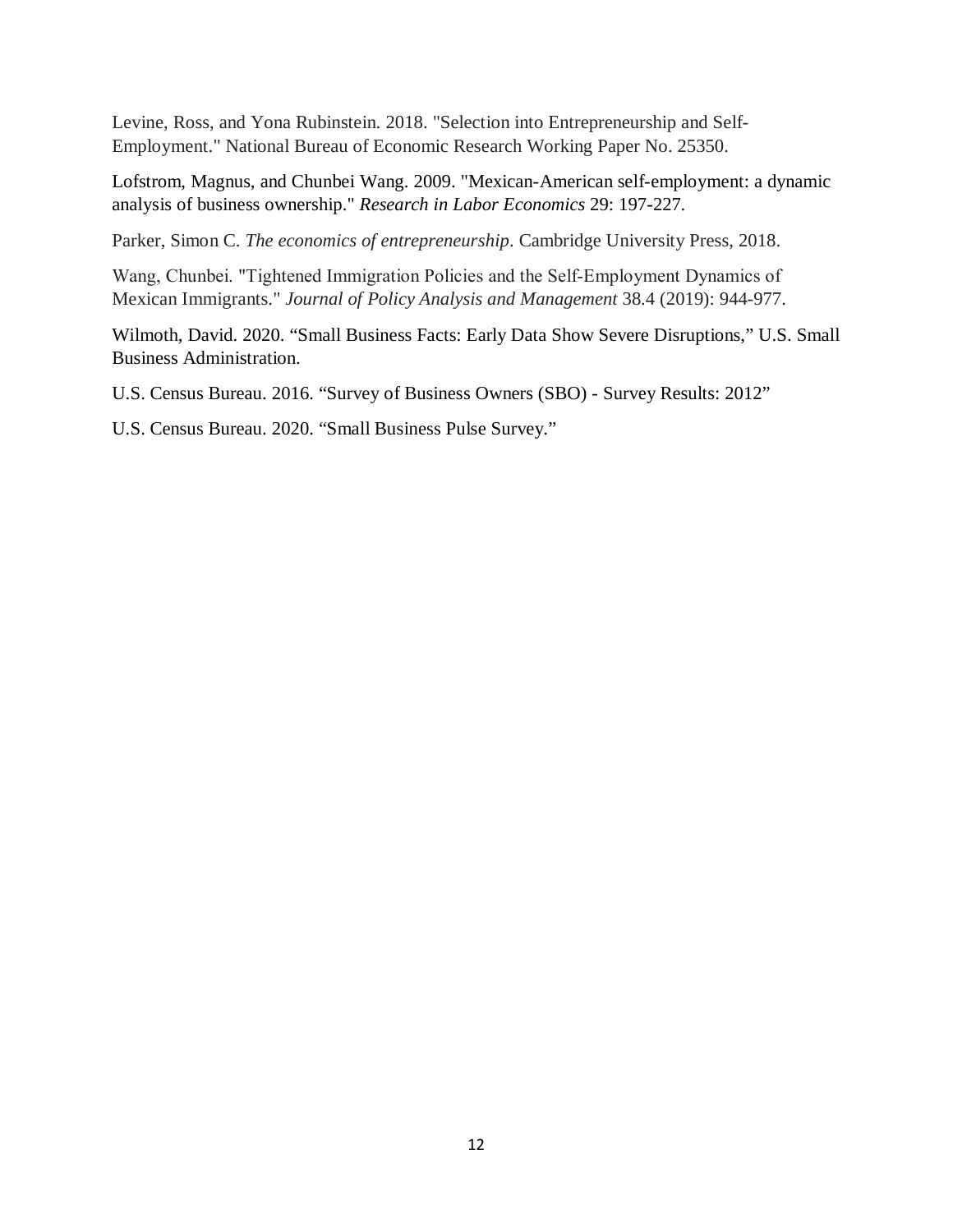Levine, Ross, and Yona Rubinstein. 2018. "Selection into Entrepreneurship and Self-Employment." National Bureau of Economic Research Working Paper No. 25350.

Lofstrom, Magnus, and Chunbei Wang. 2009. "Mexican-American self-employment: a dynamic analysis of business ownership." *Research in Labor Economics* 29: 197-227.

Parker, Simon C. *The economics of entrepreneurship*. Cambridge University Press, 2018.

Wang, Chunbei. "Tightened Immigration Policies and the Self-Employment Dynamics of Mexican Immigrants." *Journal of Policy Analysis and Management* 38.4 (2019): 944-977.

Wilmoth, David. 2020. "Small Business Facts: Early Data Show Severe Disruptions," U.S. Small Business Administration.

U.S. Census Bureau. 2016. "Survey of Business Owners (SBO) - Survey Results: 2012"

U.S. Census Bureau. 2020. "Small Business Pulse Survey."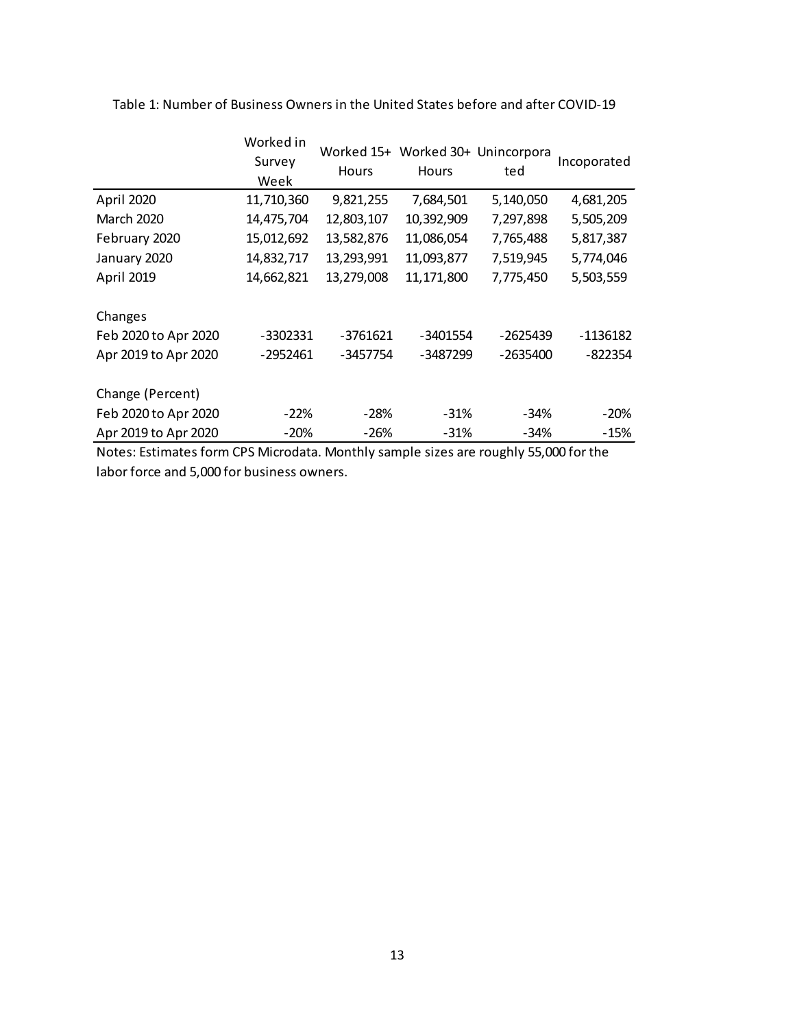Table 1: Number of Business Owners in the United States before and after COVID-19

| | Worked in Survey Week | Worked 15+ Hours | Worked 30+ Hours | Unincorporated | Incoporated |
|---|---|---|---|---|---|
| April 2020 | 11,710,360 | 9,821,255 | 7,684,501 | 5,140,050 | 4,681,205 |
| March 2020 | 14,475,704 | 12,803,107 | 10,392,909 | 7,297,898 | 5,505,209 |
| February 2020 | 15,012,692 | 13,582,876 | 11,086,054 | 7,765,488 | 5,817,387 |
| January 2020 | 14,832,717 | 13,293,991 | 11,093,877 | 7,519,945 | 5,774,046 |
| April 2019 | 14,662,821 | 13,279,008 | 11,171,800 | 7,775,450 | 5,503,559 |
| | | | | | |
| Changes | | | | | |
| Feb 2020 to Apr 2020 | -3302331 | -3761621 | -3401554 | -2625439 | -1136182 |
| Apr 2019 to Apr 2020 | -2952461 | -3457754 | -3487299 | -2635400 | -822354 |
| | | | | | |
| Change (Percent) | | | | | |
| Feb 2020 to Apr 2020 | -22% | -28% | -31% | -34% | -20% |
| Apr 2019 to Apr 2020 | -20% | -26% | -31% | -34% | -15% |

Notes: Estimates form CPS Microdata. Monthly sample sizes are roughly 55,000 for the labor force and 5,000 for business owners.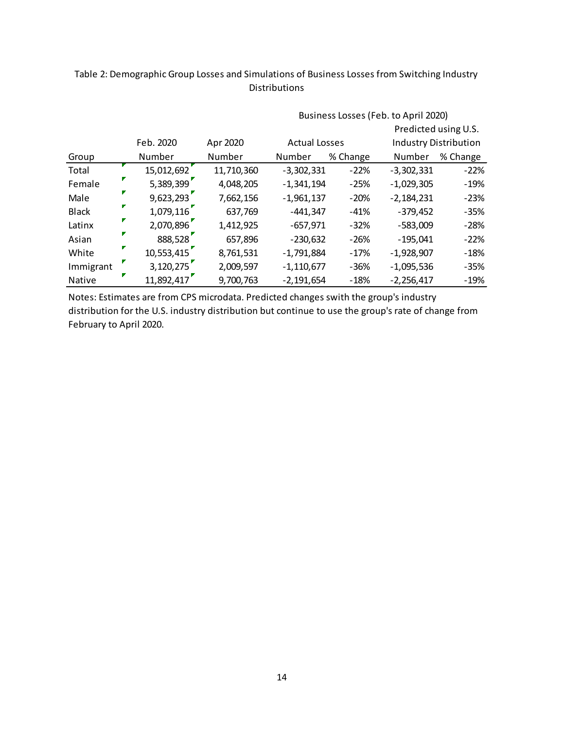Table 2: Demographic Group Losses and Simulations of Business Losses from Switching Industry Distributions

| | | | Business Losses (Feb. to April 2020) | | | |
|---|---|---|---|---|---|---|
| | | | | | Predicted using U.S. | |
| | Feb. 2020 | Apr 2020 | Actual Losses | | Industry Distribution | |
| Group | Number | Number | Number | % Change | Number | % Change |
| Total | 15,012,692 | 11,710,360 | -3,302,331 | -22% | -3,302,331 | -22% |
| Female | 5,389,399 | 4,048,205 | -1,341,194 | -25% | -1,029,305 | -19% |
| Male | 9,623,293 | 7,662,156 | -1,961,137 | -20% | -2,184,231 | -23% |
| Black | 1,079,116 | 637,769 | -441,347 | -41% | -379,452 | -35% |
| Latinx | 2,070,896 | 1,412,925 | -657,971 | -32% | -583,009 | -28% |
| Asian | 888,528 | 657,896 | -230,632 | -26% | -195,041 | -22% |
| White | 10,553,415 | 8,761,531 | -1,791,884 | -17% | -1,928,907 | -18% |
| Immigrant | 3,120,275 | 2,009,597 | -1,110,677 | -36% | -1,095,536 | -35% |
| Native | 11,892,417 | 9,700,763 | -2,191,654 | -18% | -2,256,417 | -19% |

Notes: Estimates are from CPS microdata. Predicted changes swith the group's industry distribution for the U.S. industry distribution but continue to use the group's rate of change from February to April 2020.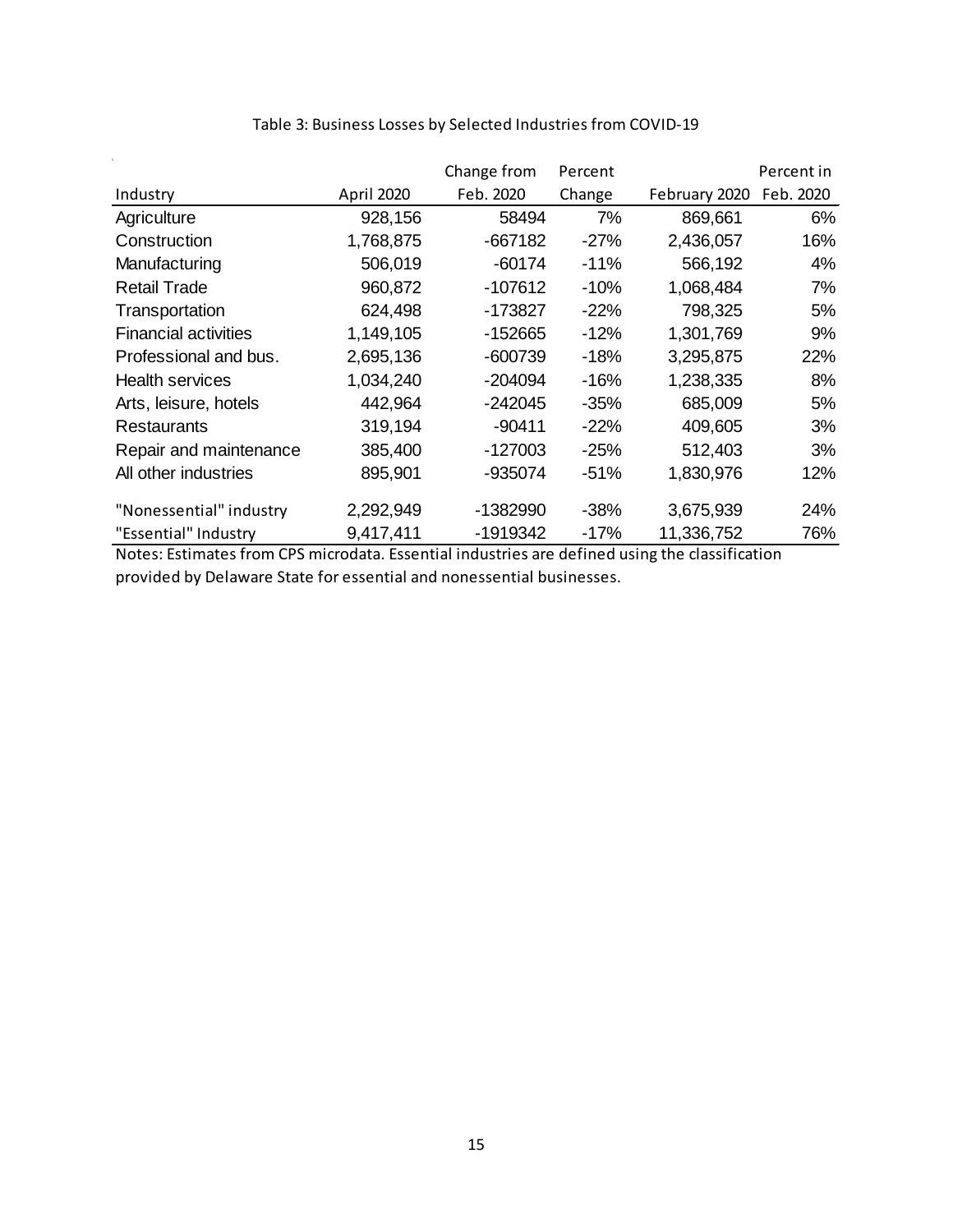Table 3: Business Losses by Selected Industries from COVID-19

| Industry | April 2020 | Change from Feb. 2020 | Percent Change | February 2020 | Percent in Feb. 2020 |
|---|---|---|---|---|---|
| Agriculture | 928,156 | 58494 | 7% | 869,661 | 6% |
| Construction | 1,768,875 | -667182 | -27% | 2,436,057 | 16% |
| Manufacturing | 506,019 | -60174 | -11% | 566,192 | 4% |
| Retail Trade | 960,872 | -107612 | -10% | 1,068,484 | 7% |
| Transportation | 624,498 | -173827 | -22% | 798,325 | 5% |
| Financial activities | 1,149,105 | -152665 | -12% | 1,301,769 | 9% |
| Professional and bus. | 2,695,136 | -600739 | -18% | 3,295,875 | 22% |
| Health services | 1,034,240 | -204094 | -16% | 1,238,335 | 8% |
| Arts, leisure, hotels | 442,964 | -242045 | -35% | 685,009 | 5% |
| Restaurants | 319,194 | -90411 | -22% | 409,605 | 3% |
| Repair and maintenance | 385,400 | -127003 | -25% | 512,403 | 3% |
| All other industries | 895,901 | -935074 | -51% | 1,830,976 | 12% |
| "Nonessential" industry | 2,292,949 | -1382990 | -38% | 3,675,939 | 24% |
| "Essential" Industry | 9,417,411 | -1919342 | -17% | 11,336,752 | 76% |

Notes: Estimates from CPS microdata. Essential industries are defined using the classification provided by Delaware State for essential and nonessential businesses.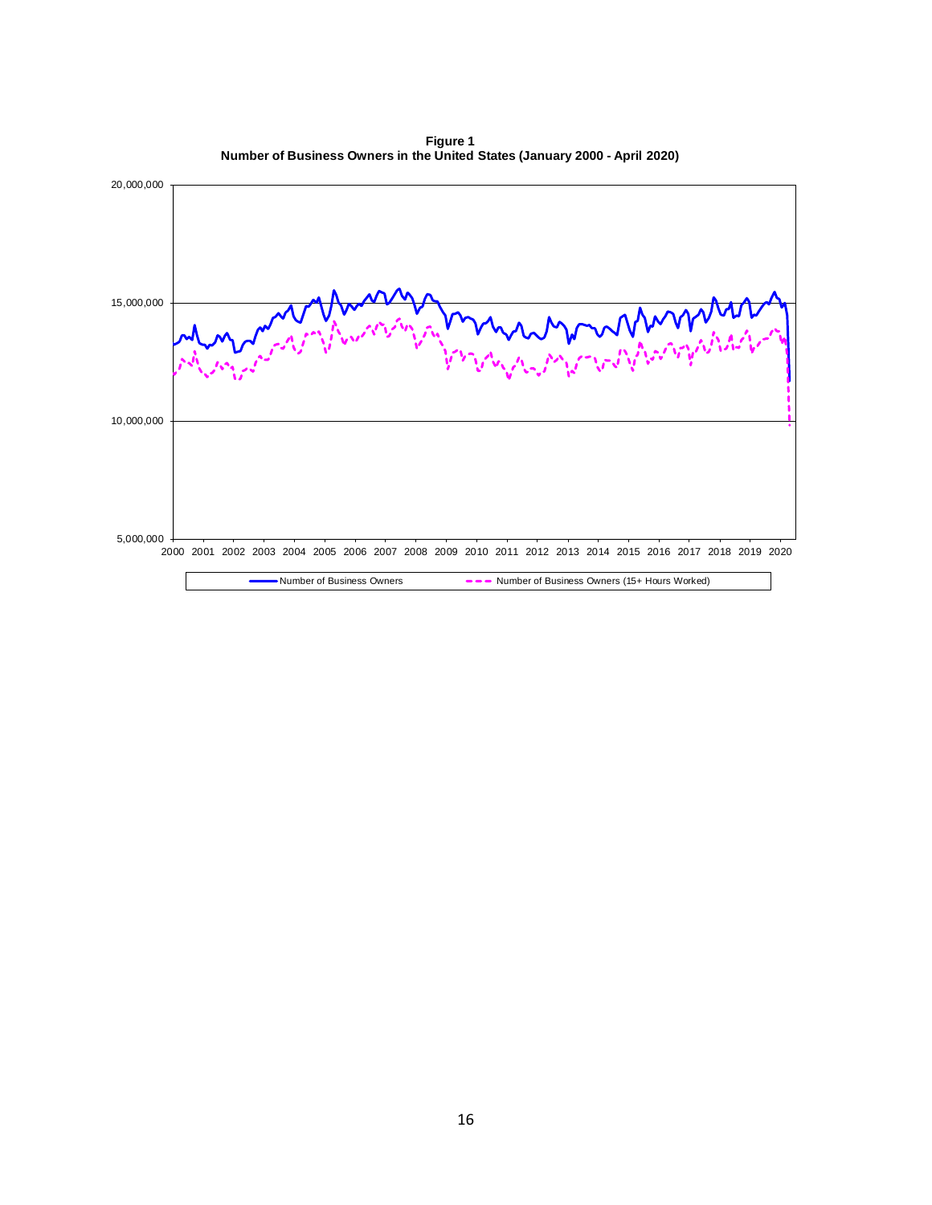**Figure 1**
**Number of Business Owners in the United States (January 2000 - April 2020)**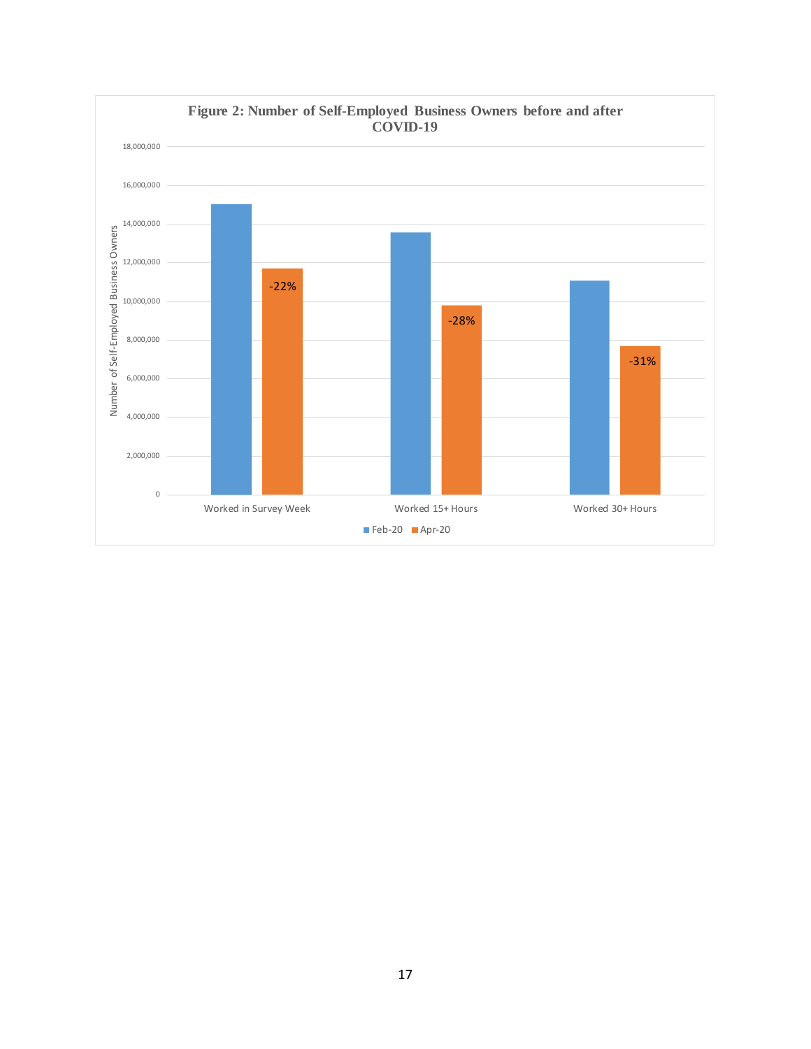**Figure 2: Number of Self-Employed Business Owners before and after COVID-19**

| | Feb-20 | Apr-20 | Change |
|---|---|---|---|
| Worked in Survey Week | ~15,000,000 | ~11,700,000 | -22% |
| Worked 15+ Hours | ~13,600,000 | ~9,800,000 | -28% |
| Worked 30+ Hours | ~11,100,000 | ~7,700,000 | -31% |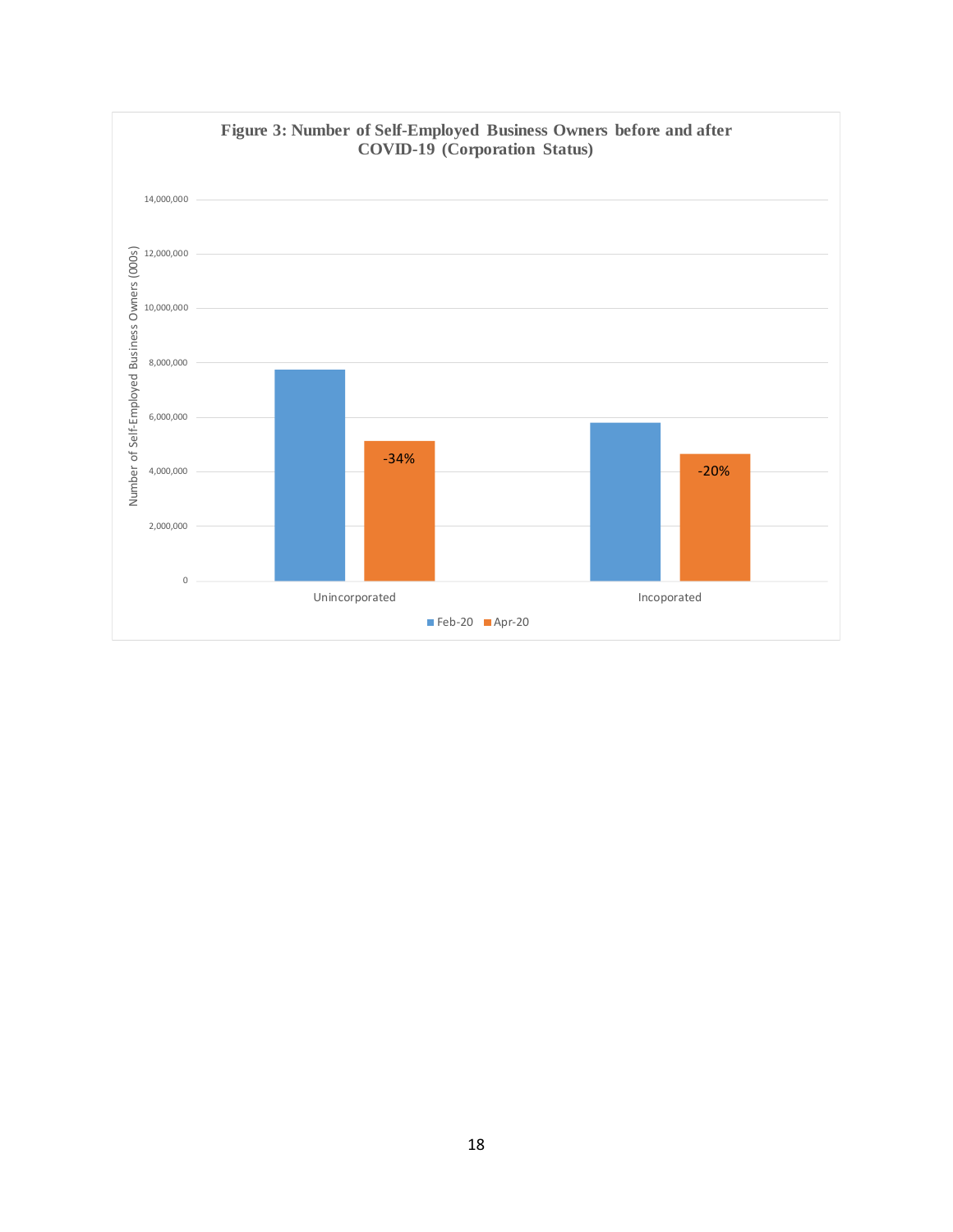**Figure 3: Number of Self-Employed Business Owners before and after COVID-19 (Corporation Status)**

| | Feb-20 | Apr-20 |
|---|---|---|
| Unincorporated | | -34% |
| Incoporated | | -20% |

Number of Self-Employed Business Owners (000s)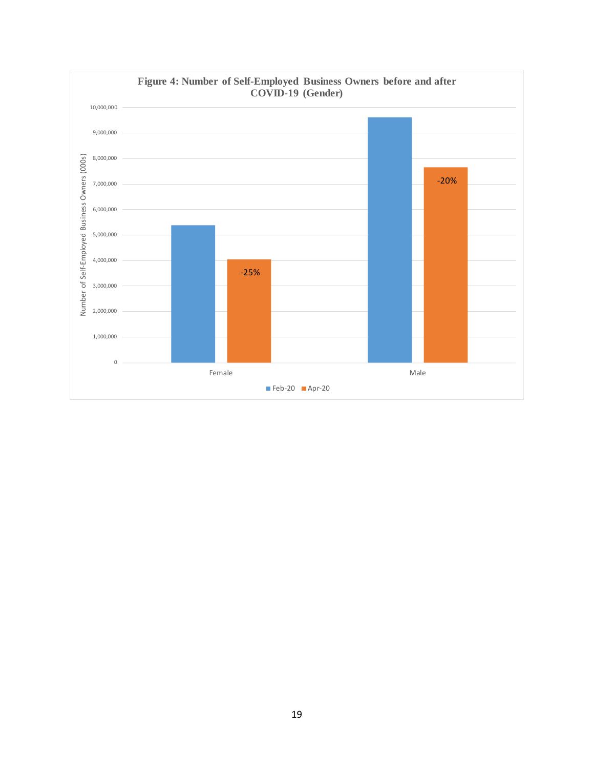**Figure 4: Number of Self-Employed Business Owners before and after COVID-19 (Gender)**

| | Feb-20 | Apr-20 | Change |
|---|---|---|---|
| Female | ~5,400,000 | ~4,050,000 | -25% |
| Male | ~9,600,000 | ~7,650,000 | -20% |

Y-axis: Number of Self-Employed Business Owners (000s)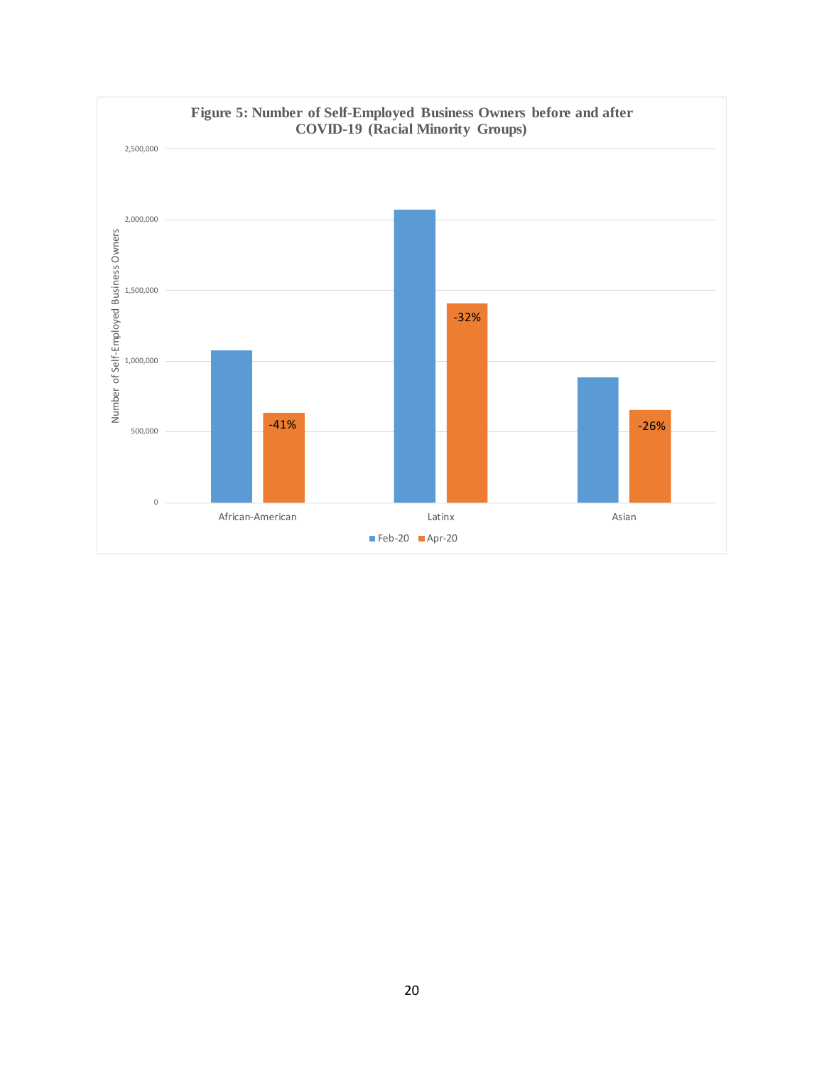**Figure 5: Number of Self-Employed Business Owners before and after COVID-19 (Racial Minority Groups)**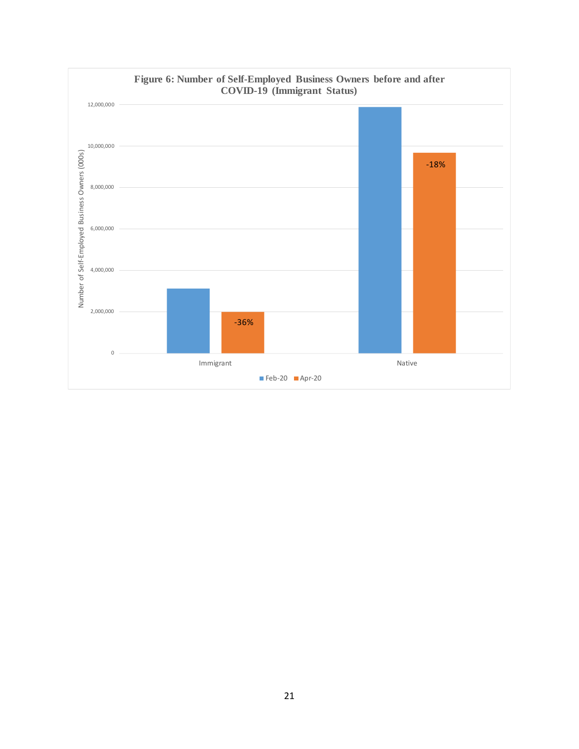**Figure 6: Number of Self-Employed Business Owners before and after COVID-19 (Immigrant Status)**

Number of Self-Employed Business Owners (000s)

12,000,000
10,000,000
8,000,000
6,000,000
4,000,000
2,000,000
0

-36%
-18%

Immigrant
Native

Feb-20
Apr-20